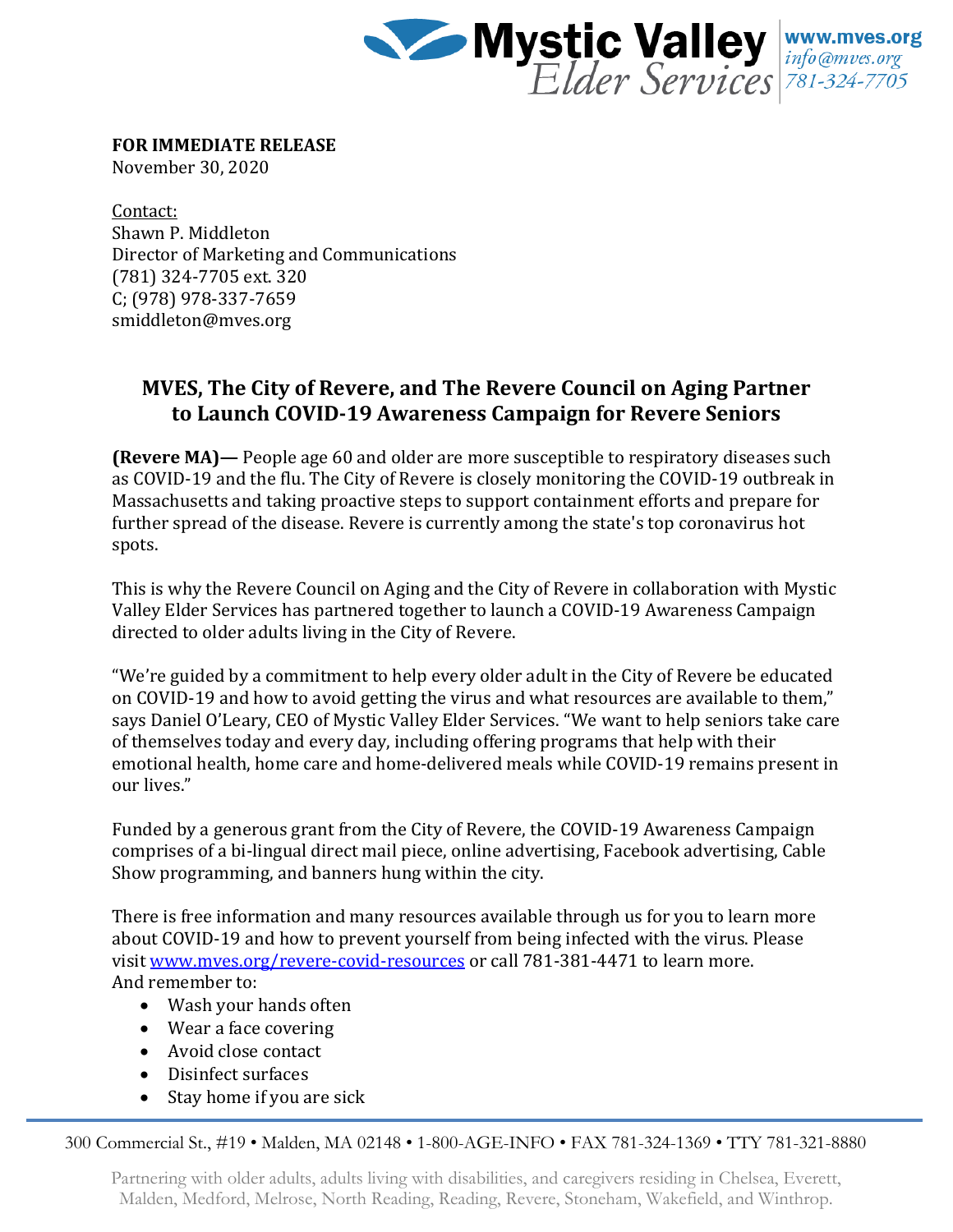Mystic Valley Elder Services | www.mves.org | info@mves.org | 781-324-7705

**FOR IMMEDIATE RELEASE**
November 30, 2020

Contact:
Shawn P. Middleton
Director of Marketing and Communications
(781) 324-7705 ext. 320
C; (978) 978-337-7659
smiddleton@mves.org

## MVES, The City of Revere, and The Revere Council on Aging Partner to Launch COVID-19 Awareness Campaign for Revere Seniors

**(Revere MA)—** People age 60 and older are more susceptible to respiratory diseases such as COVID-19 and the flu. The City of Revere is closely monitoring the COVID-19 outbreak in Massachusetts and taking proactive steps to support containment efforts and prepare for further spread of the disease. Revere is currently among the state's top coronavirus hot spots.

This is why the Revere Council on Aging and the City of Revere in collaboration with Mystic Valley Elder Services has partnered together to launch a COVID-19 Awareness Campaign directed to older adults living in the City of Revere.

"We're guided by a commitment to help every older adult in the City of Revere be educated on COVID-19 and how to avoid getting the virus and what resources are available to them," says Daniel O'Leary, CEO of Mystic Valley Elder Services. "We want to help seniors take care of themselves today and every day, including offering programs that help with their emotional health, home care and home-delivered meals while COVID-19 remains present in our lives."

Funded by a generous grant from the City of Revere, the COVID-19 Awareness Campaign comprises of a bi-lingual direct mail piece, online advertising, Facebook advertising, Cable Show programming, and banners hung within the city.

There is free information and many resources available through us for you to learn more about COVID-19 and how to prevent yourself from being infected with the virus. Please visit [www.mves.org/revere-covid-resources](http://www.mves.org/revere-covid-resources) or call 781-381-4471 to learn more.
And remember to:

- Wash your hands often
- Wear a face covering
- Avoid close contact
- Disinfect surfaces
- Stay home if you are sick

300 Commercial St., #19 • Malden, MA 02148 • 1-800-AGE-INFO • FAX 781-324-1369 • TTY 781-321-8880

Partnering with older adults, adults living with disabilities, and caregivers residing in Chelsea, Everett, Malden, Medford, Melrose, North Reading, Reading, Revere, Stoneham, Wakefield, and Winthrop.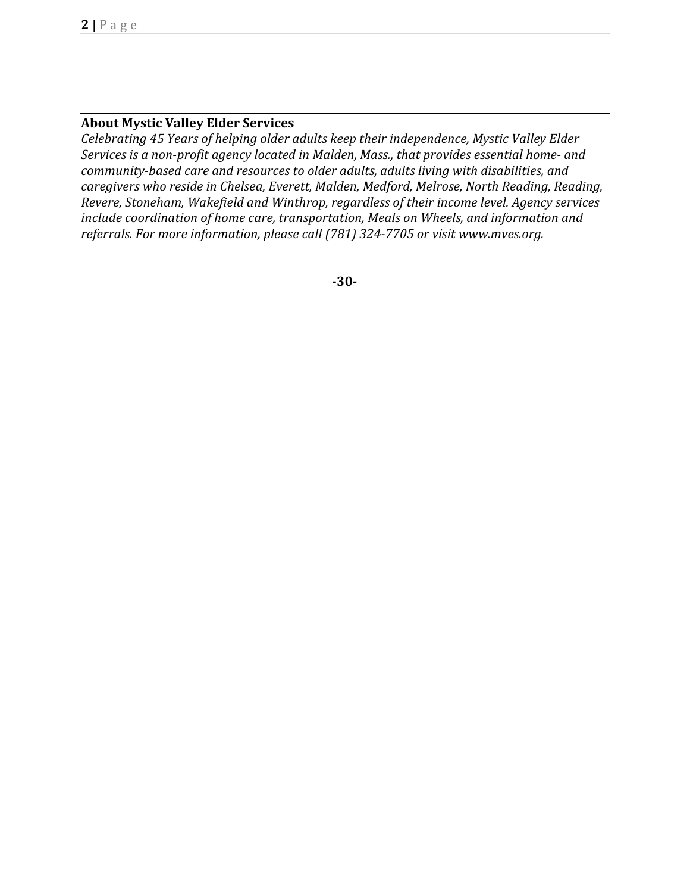**About Mystic Valley Elder Services**

*Celebrating 45 Years of helping older adults keep their independence, Mystic Valley Elder Services is a non-profit agency located in Malden, Mass., that provides essential home- and community-based care and resources to older adults, adults living with disabilities, and caregivers who reside in Chelsea, Everett, Malden, Medford, Melrose, North Reading, Reading, Revere, Stoneham, Wakefield and Winthrop, regardless of their income level. Agency services include coordination of home care, transportation, Meals on Wheels, and information and referrals. For more information, please call (781) 324-7705 or visit www.mves.org.*

**-30-**